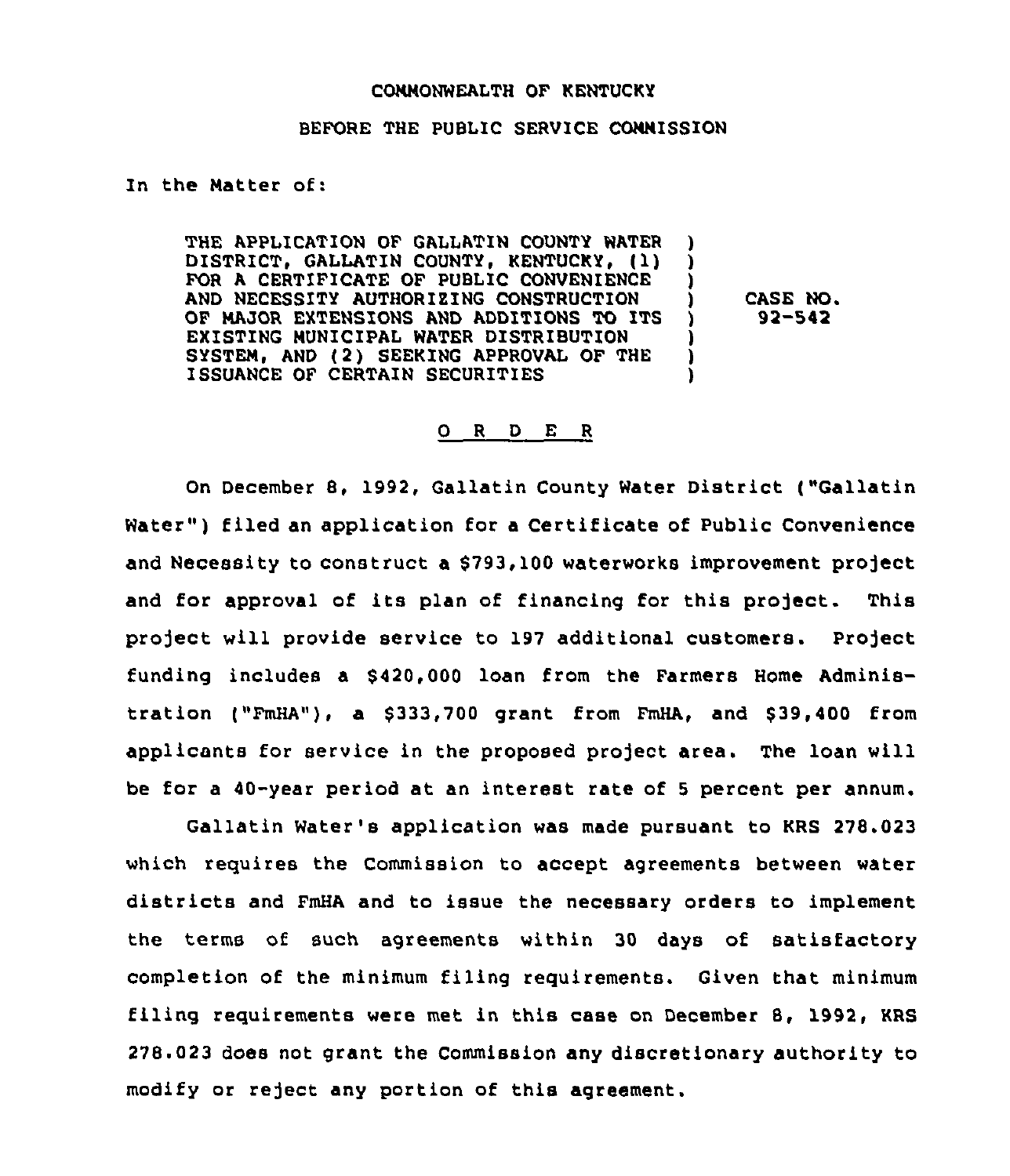COMMONWEALTH OF KENTUCKY

BEFORE THE PUBLIC SERVICE COMMISSION

In the Matter of:

THE APPLICATION OF GALLATIN COUNTY WATER DISTRICT, GALLATIN COUNTY, KENTUCKY, (1) FOR A CERTIFICATE OF PUBLIC CONVENIENCE AND NECESSITY AUTHORIZING CONSTRUCTION OF MAJOR EXTENSIONS AND ADDITIONS TO ITS EXISTING MUNICIPAL WATER DISTRIBUTION SYSTEM, AND (2) SEEKING APPROVAL OF THE ISSUANCE OF CERTAIN SECURITIES ) CASE NO. 92-542

O R D E R

On December 8, 1992, Gallatin County Water District ("Gallatin Water") filed an application for a Certificate of Public Convenience and Necessity to construct a $793,100 waterworks improvement project and for approval of its plan of financing for this project. This project will provide service to 197 additional customers. Project funding includes a $420,000 loan from the Farmers Home Administration ("FmHA"), a $333,700 grant from FmHA, and $39,400 from applicants for service in the proposed project area. The loan will be for a 40-year period at an interest rate of 5 percent per annum.

Gallatin Water's application was made pursuant to KRS 278.023 which requires the Commission to accept agreements between water districts and FmHA and to issue the necessary orders to implement the terms of such agreements within 30 days of satisfactory completion of the minimum filing requirements. Given that minimum filing requirements were met in this case on December 8, 1992, KRS 278.023 does not grant the Commission any discretionary authority to modify or reject any portion of this agreement.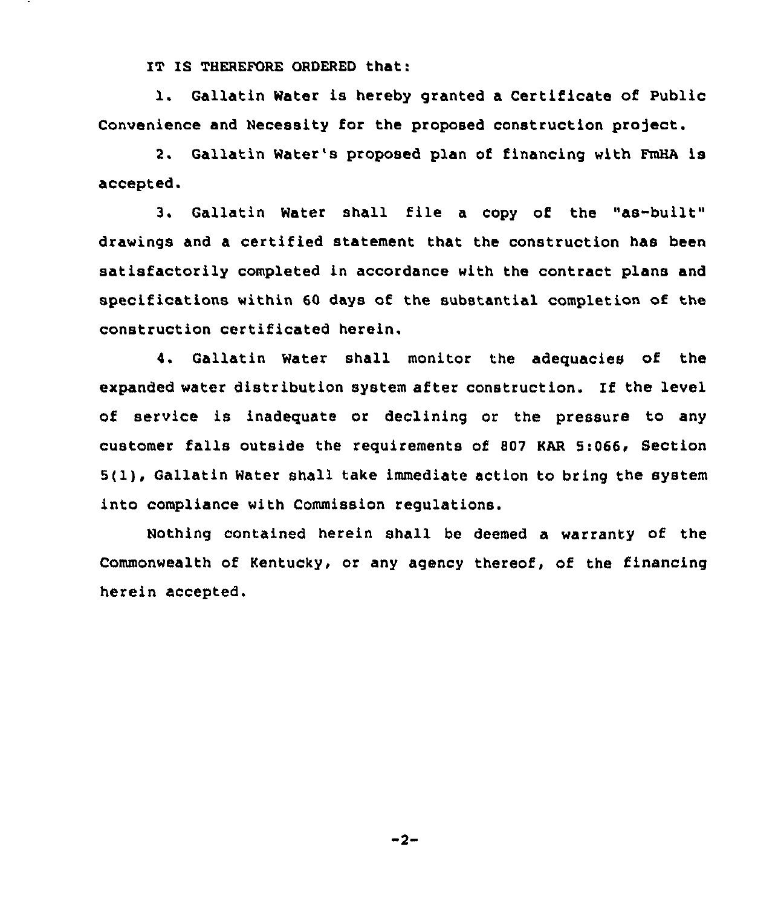IT IS THEREFORE ORDERED that:

1. Gallatin Water is hereby granted a Certificate of Public Convenience and Necessity for the proposed construction project.

2. Gallatin Water's proposed plan of financing with FmHA is accepted.

3. Gallatin Water shall file a copy of the "as-built" drawings and a certified statement that the construction has been satisfactorily completed in accordance with the contract plans and specifications within 60 days of the substantial completion of the construction certificated herein.

4. Gallatin Water shall monitor the adequacies of the expanded water distribution system after construction. If the level of service is inadequate or declining or the pressure to any customer falls outside the requirements of 807 KAR 5:066, Section 5(1), Gallatin Water shall take immediate action to bring the system into compliance with Commission regulations.

Nothing contained herein shall be deemed a warranty of the Commonwealth of Kentucky, or any agency thereof, of the financing herein accepted.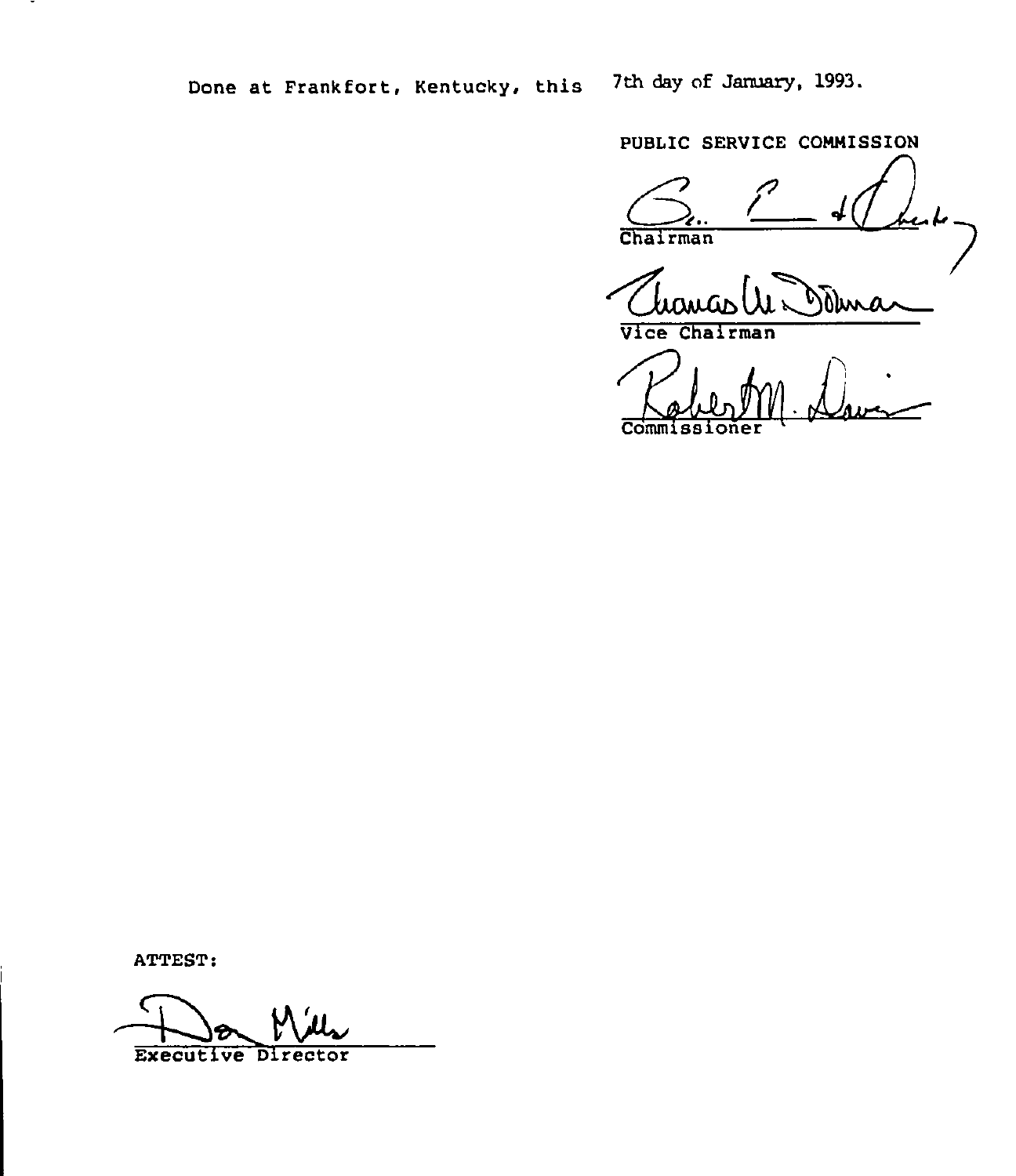Done at Frankfort, Kentucky, this 7th day of January, 1993.

PUBLIC SERVICE COMMISSION

Chairman

Vice Chairman

Commissioner

ATTEST:

Executive Director